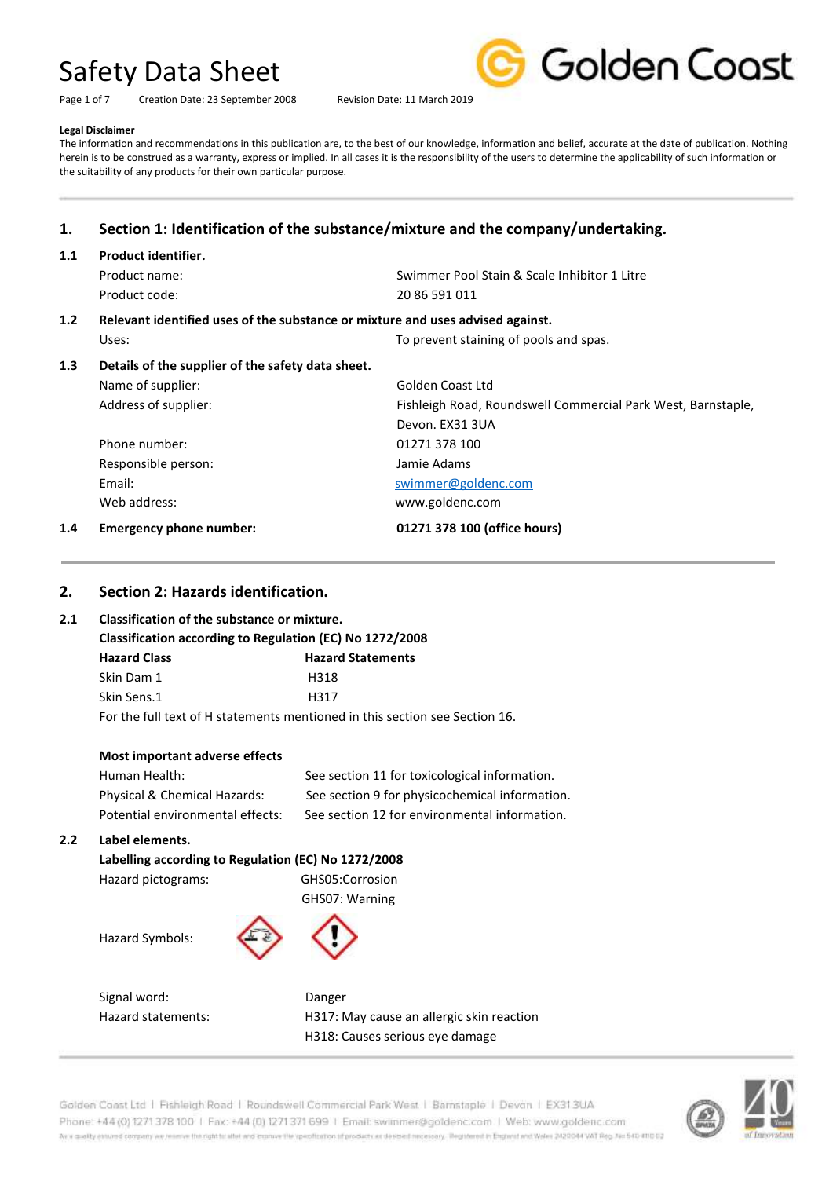# Safety Data Sheet

Creation Date: 23 September 2008    Revision Date: 11 March 2019

**Legal Disclaimer**

The information and recommendations in this publication are, to the best of our knowledge, information and belief, accurate at the date of publication. Nothing herein is to be construed as a warranty, express or implied. In all cases it is the responsibility of the users to determine the applicability of such information or the suitability of any products for their own particular purpose.

## 1. Section 1: Identification of the substance/mixture and the company/undertaking.

### 1.1 Product identifier.

| | |
|---|---|
| Product name: | Swimmer Pool Stain & Scale Inhibitor 1 Litre |
| Product code: | 20 86 591 011 |

### 1.2 Relevant identified uses of the substance or mixture and uses advised against.

| | |
|---|---|
| Uses: | To prevent staining of pools and spas. |

### 1.3 Details of the supplier of the safety data sheet.

| | |
|---|---|
| Name of supplier: | Golden Coast Ltd |
| Address of supplier: | Fishleigh Road, Roundswell Commercial Park West, Barnstaple, Devon. EX31 3UA |
| Phone number: | 01271 378 100 |
| Responsible person: | Jamie Adams |
| Email: | swimmer@goldenc.com |
| Web address: | www.goldenc.com |

### 1.4 Emergency phone number: **01271 378 100 (office hours)**

## 2. Section 2: Hazards identification.

### 2.1 Classification of the substance or mixture.

**Classification according to Regulation (EC) No 1272/2008**

| Hazard Class | Hazard Statements |
|---|---|
| Skin Dam 1 | H318 |
| Skin Sens.1 | H317 |

For the full text of H statements mentioned in this section see Section 16.

**Most important adverse effects**

| | |
|---|---|
| Human Health: | See section 11 for toxicological information. |
| Physical & Chemical Hazards: | See section 9 for physicochemical information. |
| Potential environmental effects: | See section 12 for environmental information. |

### 2.2 Label elements.

**Labelling according to Regulation (EC) No 1272/2008**

| | |
|---|---|
| Hazard pictograms: | GHS05:Corrosion<br>GHS07: Warning |
| Hazard Symbols: | |
| Signal word: | Danger |
| Hazard statements: | H317: May cause an allergic skin reaction<br>H318: Causes serious eye damage |

Golden Coast Ltd | Fishleigh Road | Roundswell Commercial Park West | Barnstaple | Devon | EX31 3UA
Phone: +44 (0) 1271 378 100 | Fax: +44 (0) 1271 371 699 | Email: swimmer@goldenc.com | Web: www.goldenc.com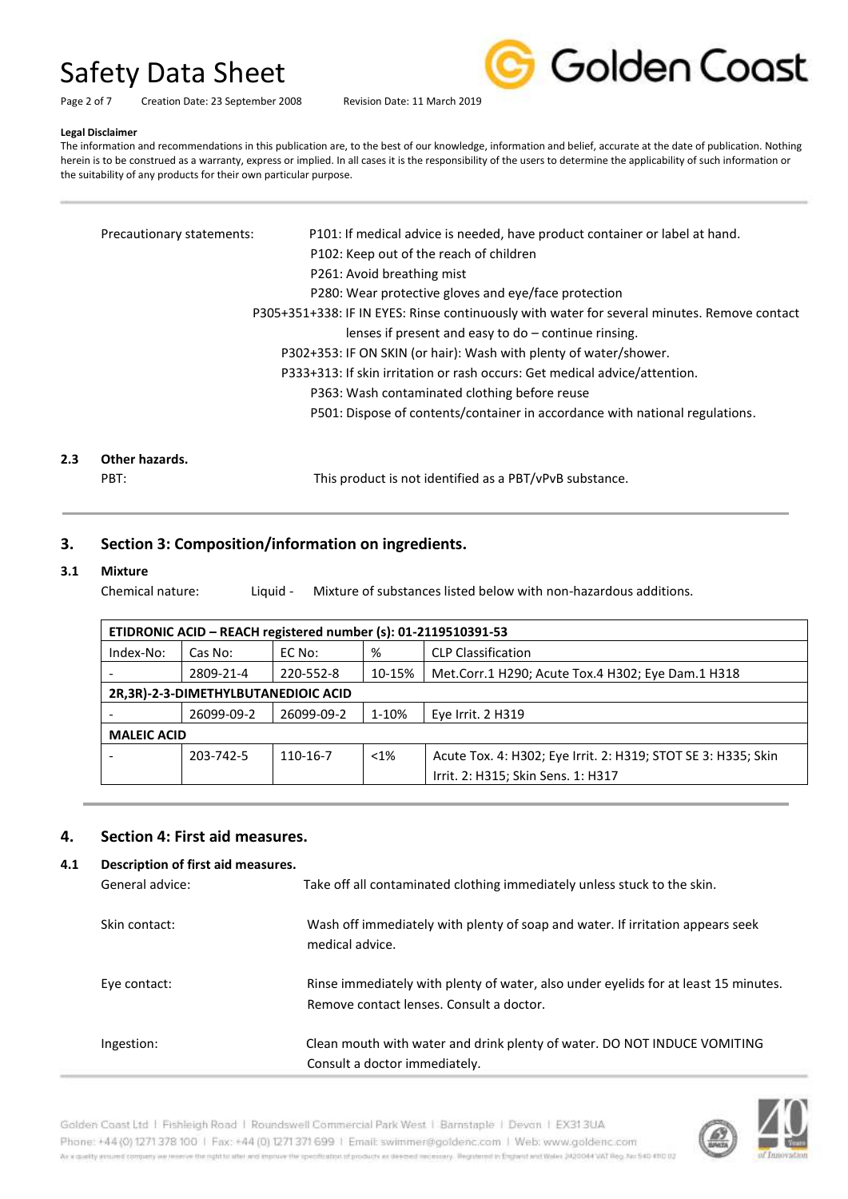**Legal Disclaimer**

The information and recommendations in this publication are, to the best of our knowledge, information and belief, accurate at the date of publication. Nothing herein is to be construed as a warranty, express or implied. In all cases it is the responsibility of the users to determine the applicability of such information or the suitability of any products for their own particular purpose.

Precautionary statements:

P101: If medical advice is needed, have product container or label at hand.
P102: Keep out of the reach of children
P261: Avoid breathing mist
P280: Wear protective gloves and eye/face protection
P305+351+338: IF IN EYES: Rinse continuously with water for several minutes. Remove contact lenses if present and easy to do – continue rinsing.
P302+353: IF ON SKIN (or hair): Wash with plenty of water/shower.
P333+313: If skin irritation or rash occurs: Get medical advice/attention.
P363: Wash contaminated clothing before reuse
P501: Dispose of contents/container in accordance with national regulations.

**2.3 Other hazards.**

PBT: This product is not identified as a PBT/vPvB substance.

## 3. Section 3: Composition/information on ingredients.

**3.1 Mixture**

Chemical nature: Liquid - Mixture of substances listed below with non-hazardous additions.

| ETIDRONIC ACID – REACH registered number (s): 01-2119510391-53 | | | | |
|---|---|---|---|---|
| Index-No: | Cas No: | EC No: | % | CLP Classification |
| - | 2809-21-4 | 220-552-8 | 10-15% | Met.Corr.1 H290; Acute Tox.4 H302; Eye Dam.1 H318 |
| **2R,3R)-2-3-DIMETHYLBUTANEDIOIC ACID** | | | | |
| - | 26099-09-2 | 26099-09-2 | 1-10% | Eye Irrit. 2 H319 |
| **MALEIC ACID** | | | | |
| - | 203-742-5 | 110-16-7 | <1% | Acute Tox. 4: H302; Eye Irrit. 2: H319; STOT SE 3: H335; Skin Irrit. 2: H315; Skin Sens. 1: H317 |

## 4. Section 4: First aid measures.

**4.1 Description of first aid measures.**

General advice: Take off all contaminated clothing immediately unless stuck to the skin.

Skin contact: Wash off immediately with plenty of soap and water. If irritation appears seek medical advice.

Eye contact: Rinse immediately with plenty of water, also under eyelids for at least 15 minutes. Remove contact lenses. Consult a doctor.

Ingestion: Clean mouth with water and drink plenty of water. DO NOT INDUCE VOMITING Consult a doctor immediately.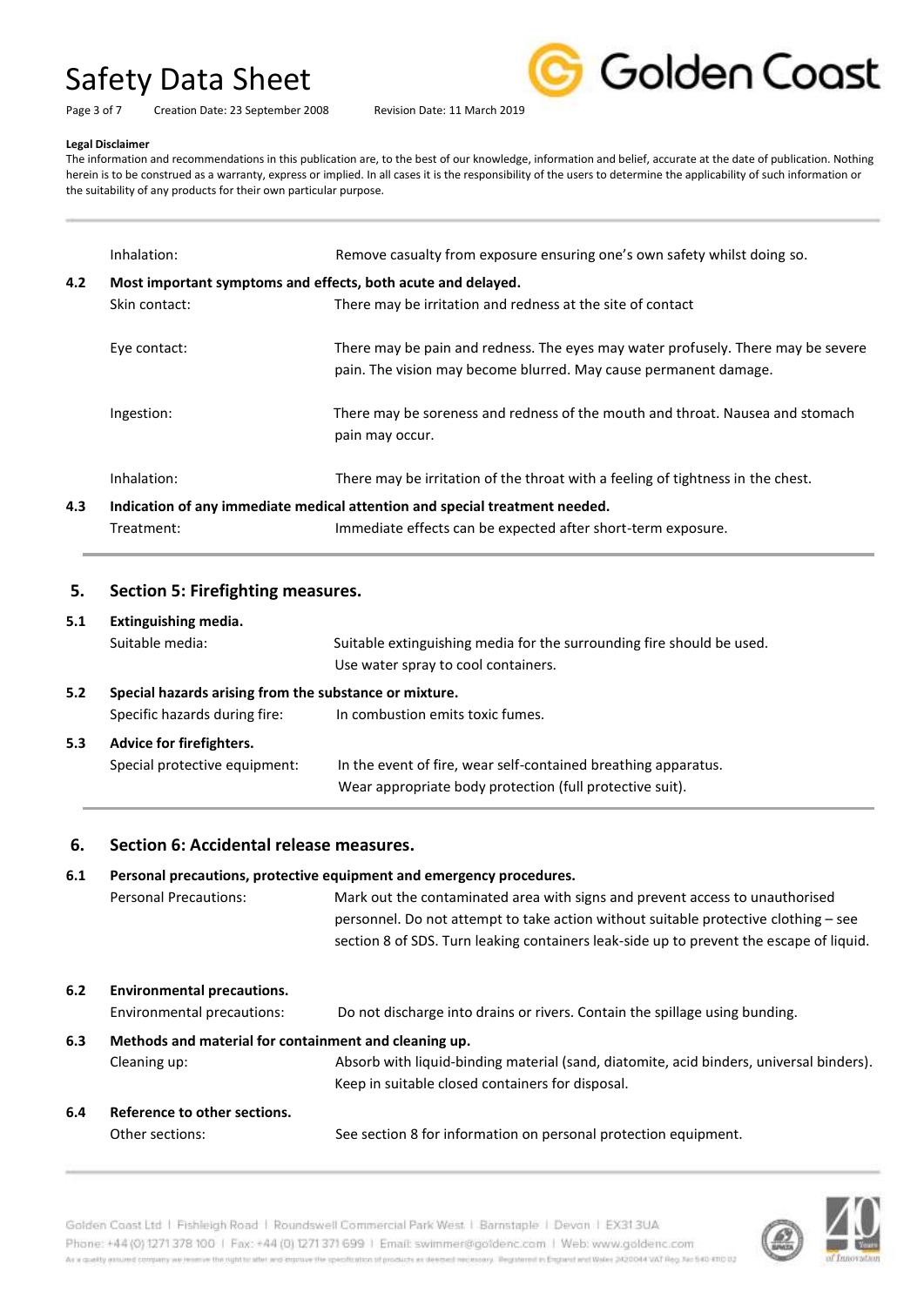**Legal Disclaimer**

The information and recommendations in this publication are, to the best of our knowledge, information and belief, accurate at the date of publication. Nothing herein is to be construed as a warranty, express or implied. In all cases it is the responsibility of the users to determine the applicability of such information or the suitability of any products for their own particular purpose.

---

Inhalation: Remove casualty from exposure ensuring one's own safety whilst doing so.

**4.2 Most important symptoms and effects, both acute and delayed.**

Skin contact: There may be irritation and redness at the site of contact

Eye contact: There may be pain and redness. The eyes may water profusely. There may be severe pain. The vision may become blurred. May cause permanent damage.

Ingestion: There may be soreness and redness of the mouth and throat. Nausea and stomach pain may occur.

Inhalation: There may be irritation of the throat with a feeling of tightness in the chest.

**4.3 Indication of any immediate medical attention and special treatment needed.**

Treatment: Immediate effects can be expected after short-term exposure.

## 5. Section 5: Firefighting measures.

**5.1 Extinguishing media.**

Suitable media: Suitable extinguishing media for the surrounding fire should be used. Use water spray to cool containers.

**5.2 Special hazards arising from the substance or mixture.**

Specific hazards during fire: In combustion emits toxic fumes.

**5.3 Advice for firefighters.**

Special protective equipment: In the event of fire, wear self-contained breathing apparatus. Wear appropriate body protection (full protective suit).

## 6. Section 6: Accidental release measures.

**6.1 Personal precautions, protective equipment and emergency procedures.**

Personal Precautions: Mark out the contaminated area with signs and prevent access to unauthorised personnel. Do not attempt to take action without suitable protective clothing – see section 8 of SDS. Turn leaking containers leak-side up to prevent the escape of liquid.

**6.2 Environmental precautions.**

Environmental precautions: Do not discharge into drains or rivers. Contain the spillage using bunding.

**6.3 Methods and material for containment and cleaning up.**

Cleaning up: Absorb with liquid-binding material (sand, diatomite, acid binders, universal binders). Keep in suitable closed containers for disposal.

**6.4 Reference to other sections.**

Other sections: See section 8 for information on personal protection equipment.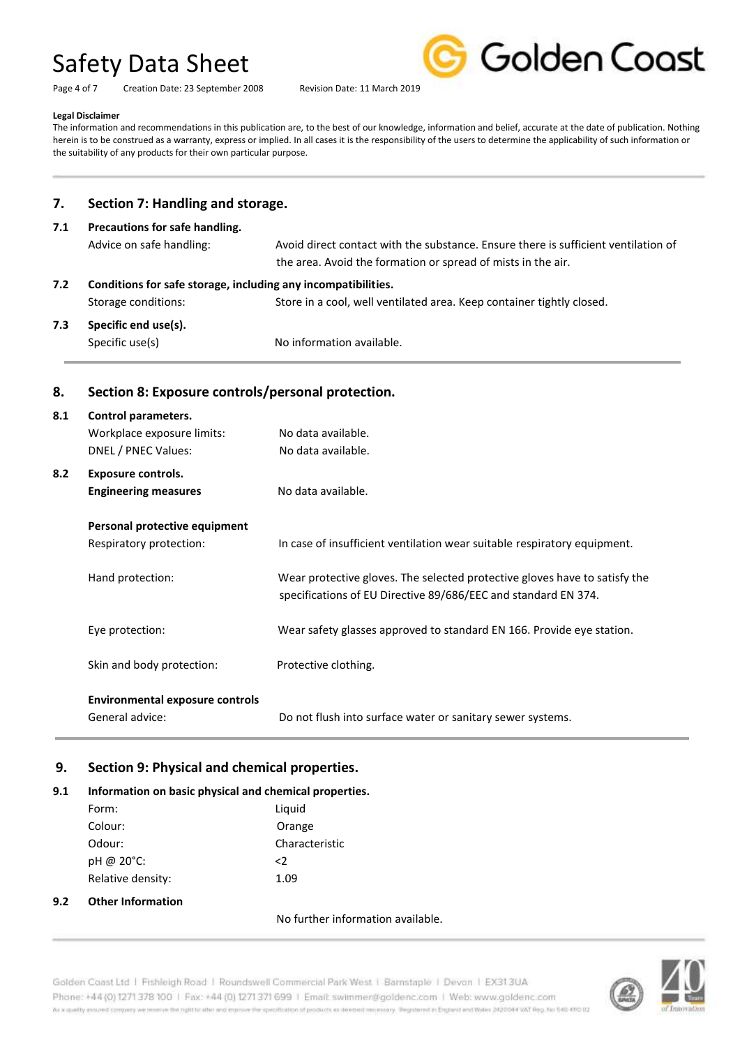**Legal Disclaimer**

The information and recommendations in this publication are, to the best of our knowledge, information and belief, accurate at the date of publication. Nothing herein is to be construed as a warranty, express or implied. In all cases it is the responsibility of the users to determine the applicability of such information or the suitability of any products for their own particular purpose.

## 7. Section 7: Handling and storage.

### 7.1 Precautions for safe handling.

| | |
|---|---|
| Advice on safe handling: | Avoid direct contact with the substance. Ensure there is sufficient ventilation of the area. Avoid the formation or spread of mists in the air. |

### 7.2 Conditions for safe storage, including any incompatibilities.

| | |
|---|---|
| Storage conditions: | Store in a cool, well ventilated area. Keep container tightly closed. |

### 7.3 Specific end use(s).

| | |
|---|---|
| Specific use(s) | No information available. |

## 8. Section 8: Exposure controls/personal protection.

### 8.1 Control parameters.

| | |
|---|---|
| Workplace exposure limits: | No data available. |
| DNEL / PNEC Values: | No data available. |

### 8.2 Exposure controls.

| | |
|---|---|
| **Engineering measures** | No data available. |

**Personal protective equipment**

| | |
|---|---|
| Respiratory protection: | In case of insufficient ventilation wear suitable respiratory equipment. |
| Hand protection: | Wear protective gloves. The selected protective gloves have to satisfy the specifications of EU Directive 89/686/EEC and standard EN 374. |
| Eye protection: | Wear safety glasses approved to standard EN 166. Provide eye station. |
| Skin and body protection: | Protective clothing. |

**Environmental exposure controls**

| | |
|---|---|
| General advice: | Do not flush into surface water or sanitary sewer systems. |

## 9. Section 9: Physical and chemical properties.

### 9.1 Information on basic physical and chemical properties.

| | |
|---|---|
| Form: | Liquid |
| Colour: | Orange |
| Odour: | Characteristic |
| pH @ 20°C: | <2 |
| Relative density: | 1.09 |

### 9.2 Other Information

No further information available.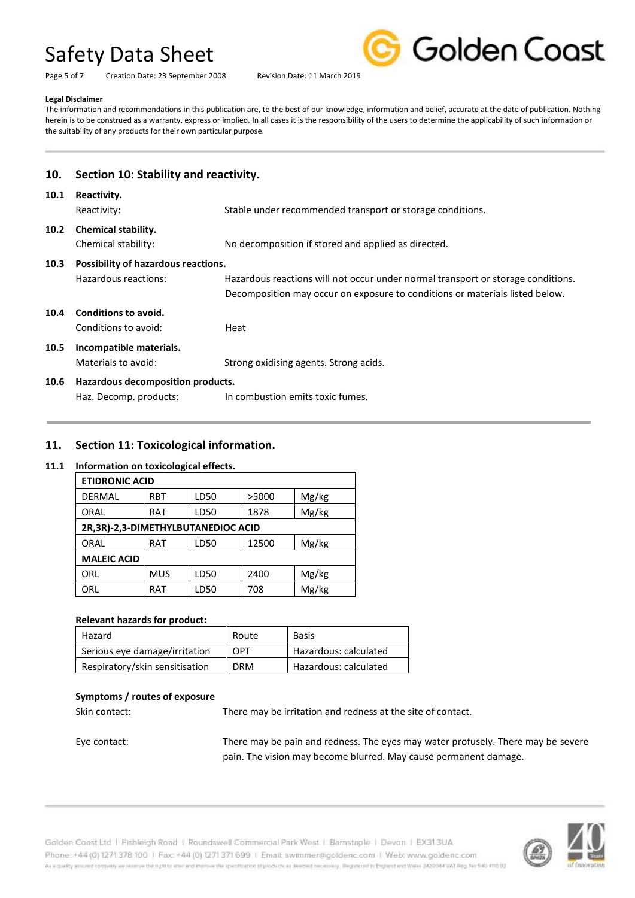**Legal Disclaimer**

The information and recommendations in this publication are, to the best of our knowledge, information and belief, accurate at the date of publication. Nothing herein is to be construed as a warranty, express or implied. In all cases it is the responsibility of the users to determine the applicability of such information or the suitability of any products for their own particular purpose.

## 10. Section 10: Stability and reactivity.

### 10.1 Reactivity.

Reactivity: Stable under recommended transport or storage conditions.

### 10.2 Chemical stability.

Chemical stability: No decomposition if stored and applied as directed.

### 10.3 Possibility of hazardous reactions.

Hazardous reactions: Hazardous reactions will not occur under normal transport or storage conditions. Decomposition may occur on exposure to conditions or materials listed below.

### 10.4 Conditions to avoid.

Conditions to avoid: Heat

### 10.5 Incompatible materials.

Materials to avoid: Strong oxidising agents. Strong acids.

### 10.6 Hazardous decomposition products.

Haz. Decomp. products: In combustion emits toxic fumes.

## 11. Section 11: Toxicological information.

### 11.1 Information on toxicological effects.

| **ETIDRONIC ACID** | | | | |
|---|---|---|---|---|
| DERMAL | RBT | LD50 | >5000 | Mg/kg |
| ORAL | RAT | LD50 | 1878 | Mg/kg |
| **2R,3R)-2,3-DIMETHYLBUTANEDIOC ACID** | | | | |
| ORAL | RAT | LD50 | 12500 | Mg/kg |
| **MALEIC ACID** | | | | |
| ORL | MUS | LD50 | 2400 | Mg/kg |
| ORL | RAT | LD50 | 708 | Mg/kg |

**Relevant hazards for product:**

| Hazard | Route | Basis |
|---|---|---|
| Serious eye damage/irritation | OPT | Hazardous: calculated |
| Respiratory/skin sensitisation | DRM | Hazardous: calculated |

**Symptoms / routes of exposure**

Skin contact: There may be irritation and redness at the site of contact.

Eye contact: There may be pain and redness. The eyes may water profusely. There may be severe pain. The vision may become blurred. May cause permanent damage.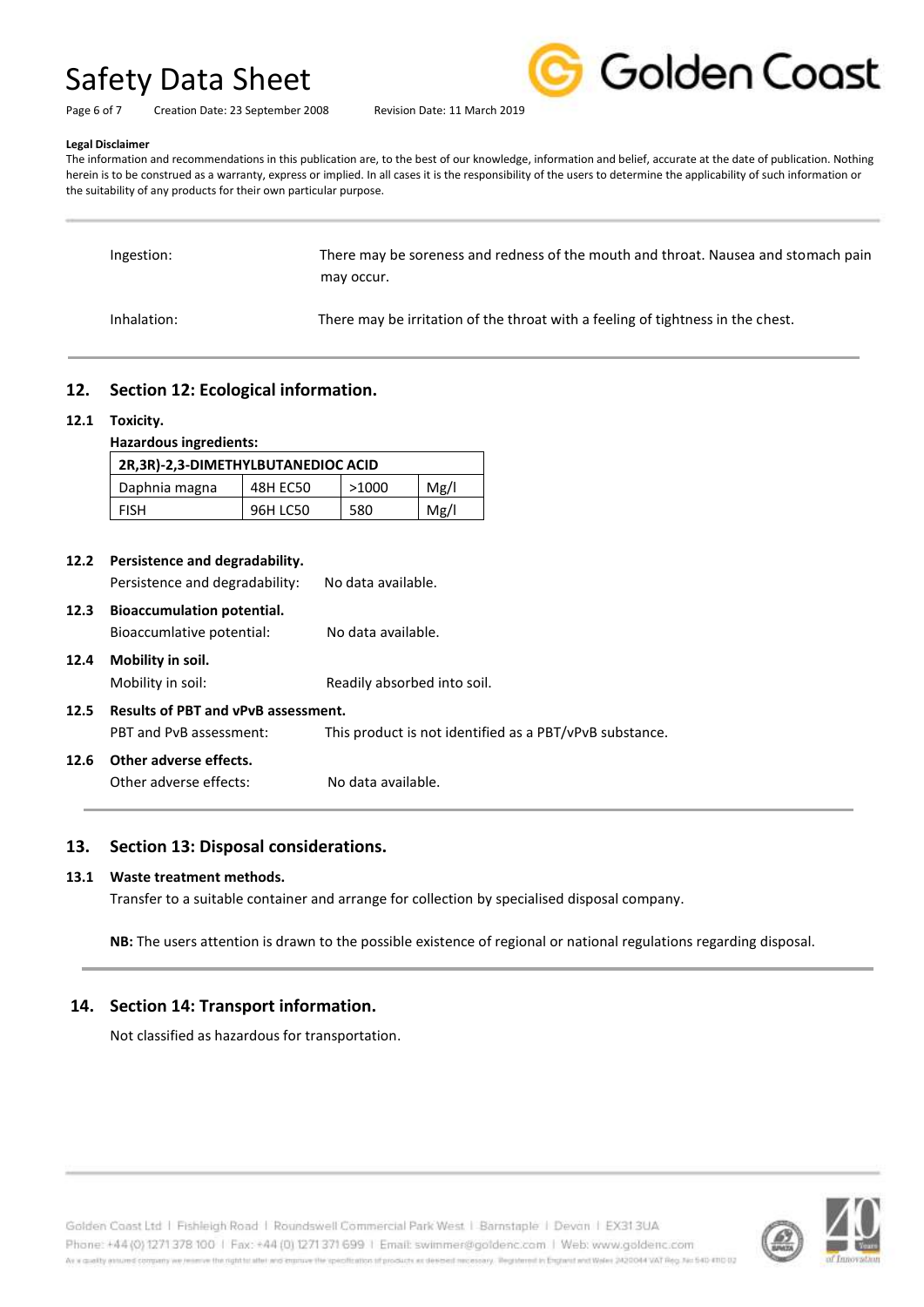**Legal Disclaimer**

The information and recommendations in this publication are, to the best of our knowledge, information and belief, accurate at the date of publication. Nothing herein is to be construed as a warranty, express or implied. In all cases it is the responsibility of the users to determine the applicability of such information or the suitability of any products for their own particular purpose.

| | |
|---|---|
| Ingestion: | There may be soreness and redness of the mouth and throat. Nausea and stomach pain may occur. |
| Inhalation: | There may be irritation of the throat with a feeling of tightness in the chest. |

## 12. Section 12: Ecological information.

### 12.1 Toxicity.

**Hazardous ingredients:**

| 2R,3R)-2,3-DIMETHYLBUTANEDIOC ACID | | | |
|---|---|---|---|
| Daphnia magna | 48H EC50 | >1000 | Mg/l |
| FISH | 96H LC50 | 580 | Mg/l |

### 12.2 Persistence and degradability.

Persistence and degradability: No data available.

### 12.3 Bioaccumulation potential.

Bioaccumlative potential: No data available.

### 12.4 Mobility in soil.

Mobility in soil: Readily absorbed into soil.

### 12.5 Results of PBT and vPvB assessment.

PBT and PvB assessment: This product is not identified as a PBT/vPvB substance.

### 12.6 Other adverse effects.

Other adverse effects: No data available.

## 13. Section 13: Disposal considerations.

### 13.1 Waste treatment methods.

Transfer to a suitable container and arrange for collection by specialised disposal company.

**NB:** The users attention is drawn to the possible existence of regional or national regulations regarding disposal.

## 14. Section 14: Transport information.

Not classified as hazardous for transportation.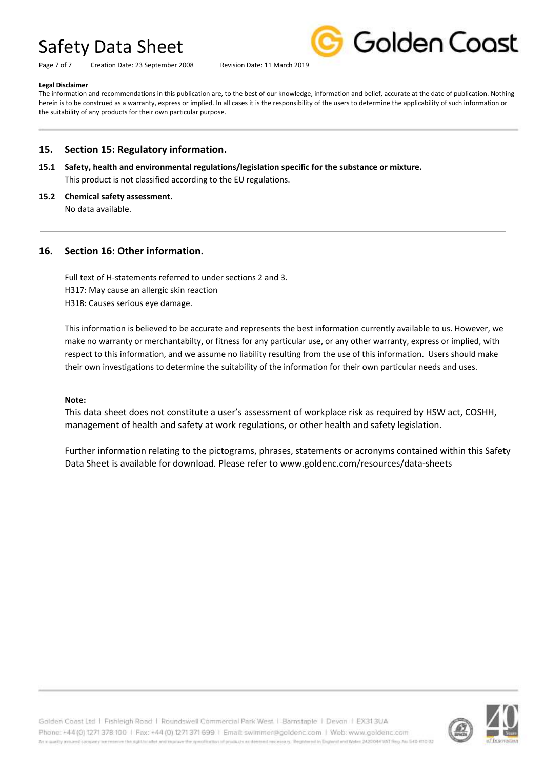**Legal Disclaimer**

The information and recommendations in this publication are, to the best of our knowledge, information and belief, accurate at the date of publication. Nothing herein is to be construed as a warranty, express or implied. In all cases it is the responsibility of the users to determine the applicability of such information or the suitability of any products for their own particular purpose.

## 15. Section 15: Regulatory information.

**15.1 Safety, health and environmental regulations/legislation specific for the substance or mixture.**

This product is not classified according to the EU regulations.

**15.2 Chemical safety assessment.**

No data available.

## 16. Section 16: Other information.

Full text of H-statements referred to under sections 2 and 3.
H317: May cause an allergic skin reaction
H318: Causes serious eye damage.

This information is believed to be accurate and represents the best information currently available to us. However, we make no warranty or merchantabilty, or fitness for any particular use, or any other warranty, express or implied, with respect to this information, and we assume no liability resulting from the use of this information. Users should make their own investigations to determine the suitability of the information for their own particular needs and uses.

**Note:**

This data sheet does not constitute a user's assessment of workplace risk as required by HSW act, COSHH, management of health and safety at work regulations, or other health and safety legislation.

Further information relating to the pictograms, phrases, statements or acronyms contained within this Safety Data Sheet is available for download. Please refer to www.goldenc.com/resources/data-sheets